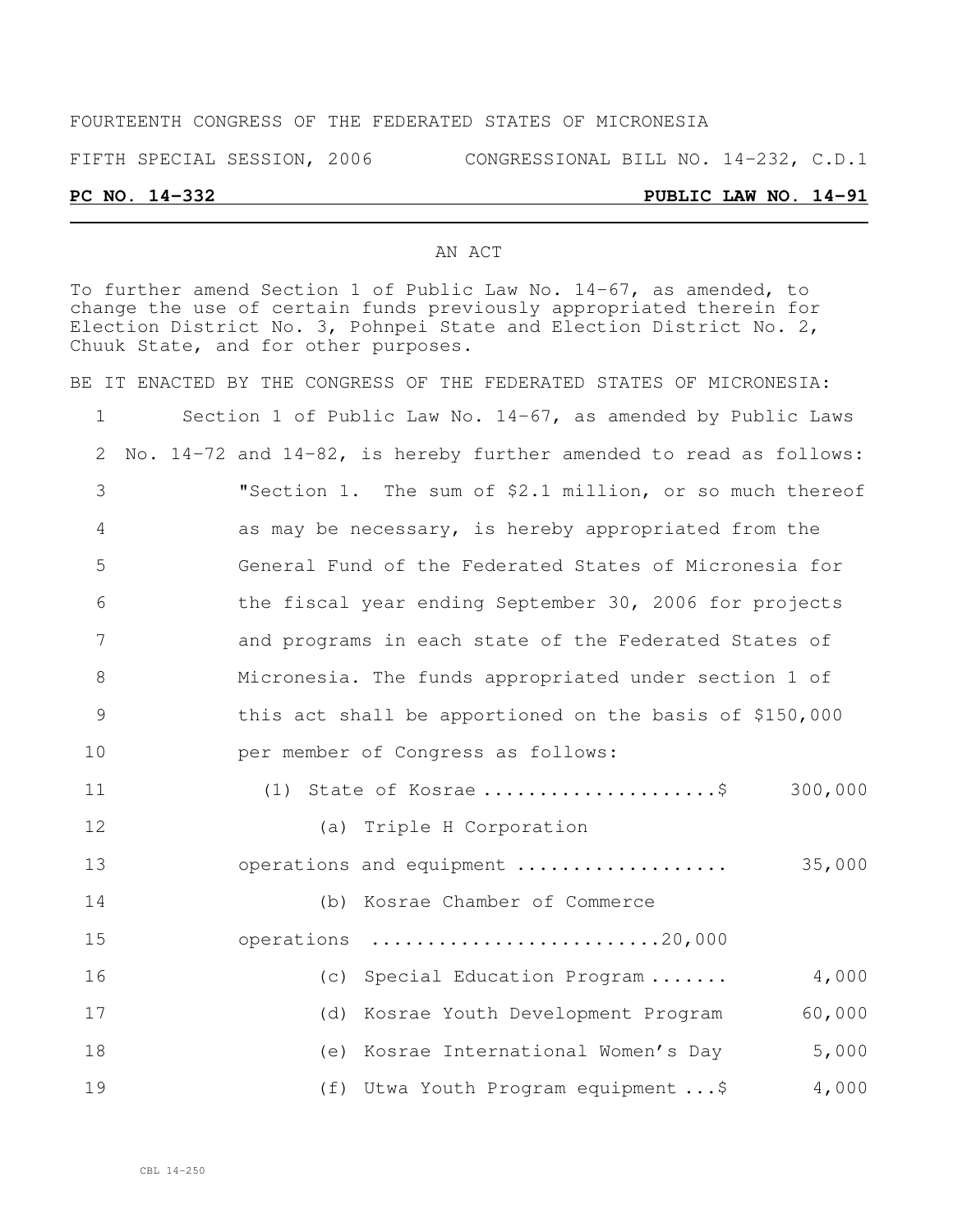FOURTEENTH CONGRESS OF THE FEDERATED STATES OF MICRONESIA

FIFTH SPECIAL SESSION, 2006 CONGRESSIONAL BILL NO. 14-232, C.D.1

**PC NO. 14-332 PUBLIC LAW NO. 14-91**

AN ACT

To further amend Section 1 of Public Law No. 14-67, as amended, to change the use of certain funds previously appropriated therein for Election District No. 3, Pohnpei State and Election District No. 2, Chuuk State, and for other purposes.

BE IT ENACTED BY THE CONGRESS OF THE FEDERATED STATES OF MICRONESIA:

1 Section 1 of Public Law No. 14-67, as amended by Public Laws
2 No. 14-72 and 14-82, is hereby further amended to read as follows:
3 "Section 1. The sum of $2.1 million, or so much thereof
4 as may be necessary, is hereby appropriated from the
5 General Fund of the Federated States of Micronesia for
6 the fiscal year ending September 30, 2006 for projects
7 and programs in each state of the Federated States of
8 Micronesia. The funds appropriated under section 1 of
9 this act shall be apportioned on the basis of $150,000
10 per member of Congress as follows:
11 (1) State of Kosrae .....................$ 300,000
12 (a) Triple H Corporation
13 operations and equipment .................. 35,000
14 (b) Kosrae Chamber of Commerce
15 operations .........................20,000
16 (c) Special Education Program ....... 4,000
17 (d) Kosrae Youth Development Program 60,000
18 (e) Kosrae International Women's Day 5,000
19 (f) Utwa Youth Program equipment ...$ 4,000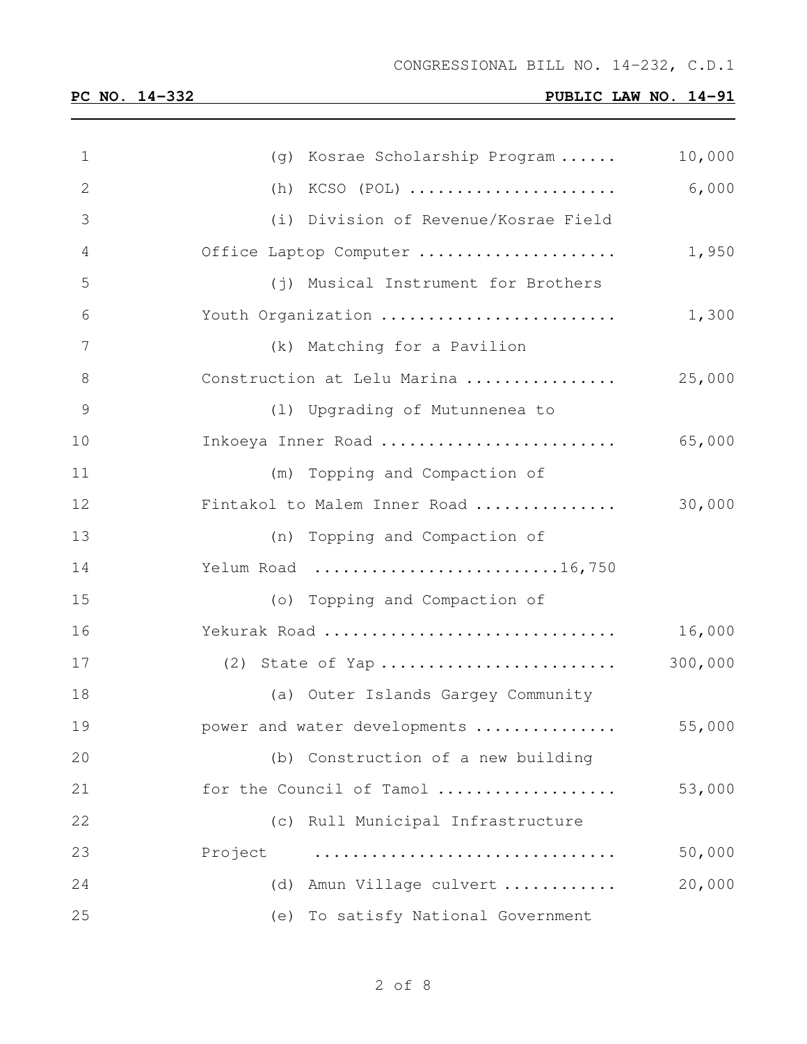(g) Kosrae Scholarship Program ...... 10,000

(h) KCSO (POL) ...................... 6,000

(i) Division of Revenue/Kosrae Field Office Laptop Computer .................... 1,950

(j) Musical Instrument for Brothers Youth Organization ........................ 1,300

(k) Matching for a Pavilion Construction at Lelu Marina ................ 25,000

(l) Upgrading of Mutunnenea to Inkoeya Inner Road ........................ 65,000

(m) Topping and Compaction of Fintakol to Malem Inner Road ............... 30,000

(n) Topping and Compaction of Yelum Road .........................16,750

(o) Topping and Compaction of Yekurak Road .............................. 16,000

(2) State of Yap ........................ 300,000

(a) Outer Islands Gargey Community power and water developments ............... 55,000

(b) Construction of a new building for the Council of Tamol .................. 53,000

(c) Rull Municipal Infrastructure Project ............................... 50,000

(d) Amun Village culvert ............ 20,000

(e) To satisfy National Government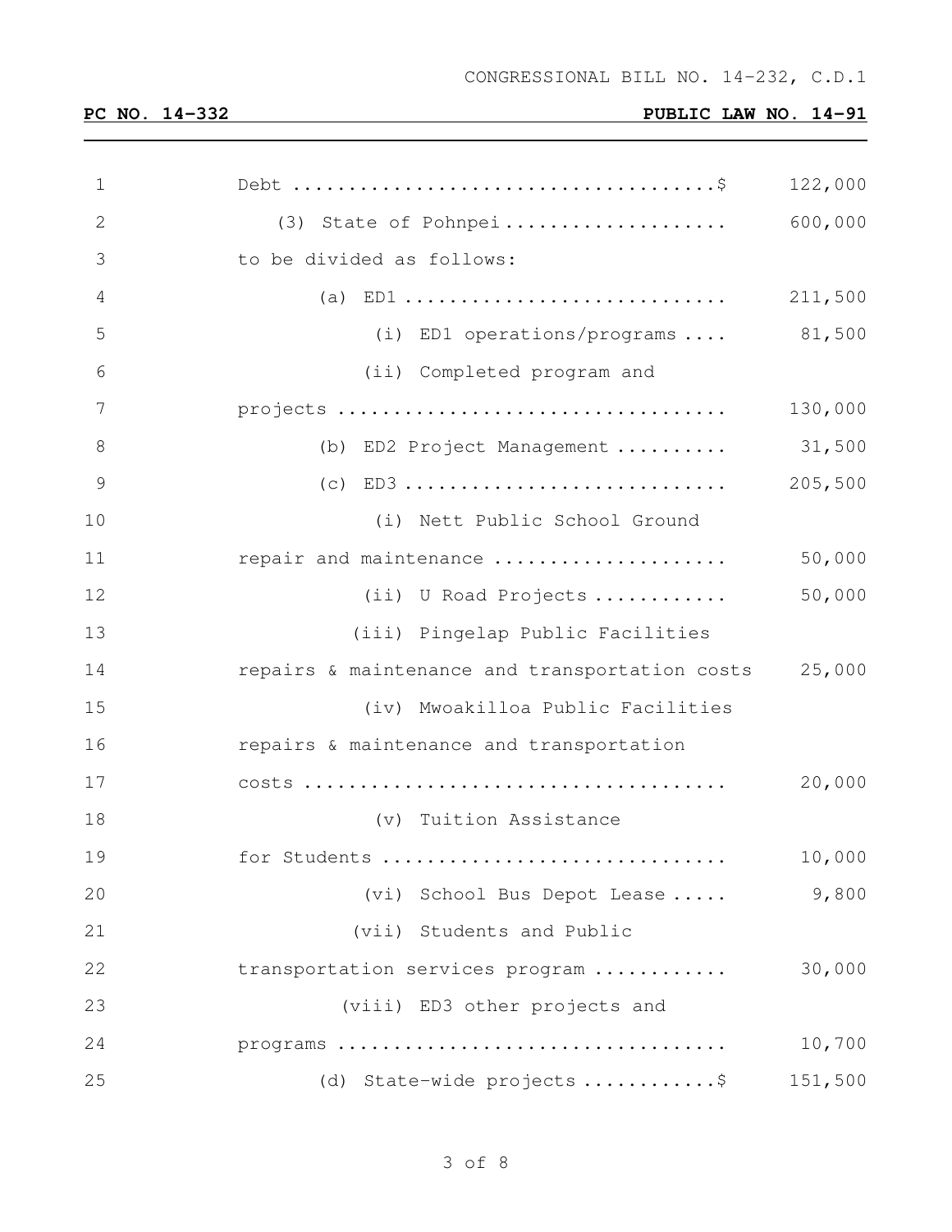| | |
|---|---|
| Debt ......................................$ | 122,000 |
| (3) State of Pohnpei .................... | 600,000 |
| to be divided as follows: | |
| (a) ED1 ............................ | 211,500 |
| (i) ED1 operations/programs .... | 81,500 |
| (ii) Completed program and projects .................................. | 130,000 |
| (b) ED2 Project Management .......... | 31,500 |
| (c) ED3 ............................ | 205,500 |
| (i) Nett Public School Ground repair and maintenance ..................... | 50,000 |
| (ii) U Road Projects ............ | 50,000 |
| (iii) Pingelap Public Facilities repairs & maintenance and transportation costs | 25,000 |
| (iv) Mwoakilloa Public Facilities repairs & maintenance and transportation costs ..................................... | 20,000 |
| (v) Tuition Assistance for Students .............................. | 10,000 |
| (vi) School Bus Depot Lease ..... | 9,800 |
| (vii) Students and Public transportation services program ............ | 30,000 |
| (viii) ED3 other projects and programs .................................. | 10,700 |
| (d) State-wide projects ............$ | 151,500 |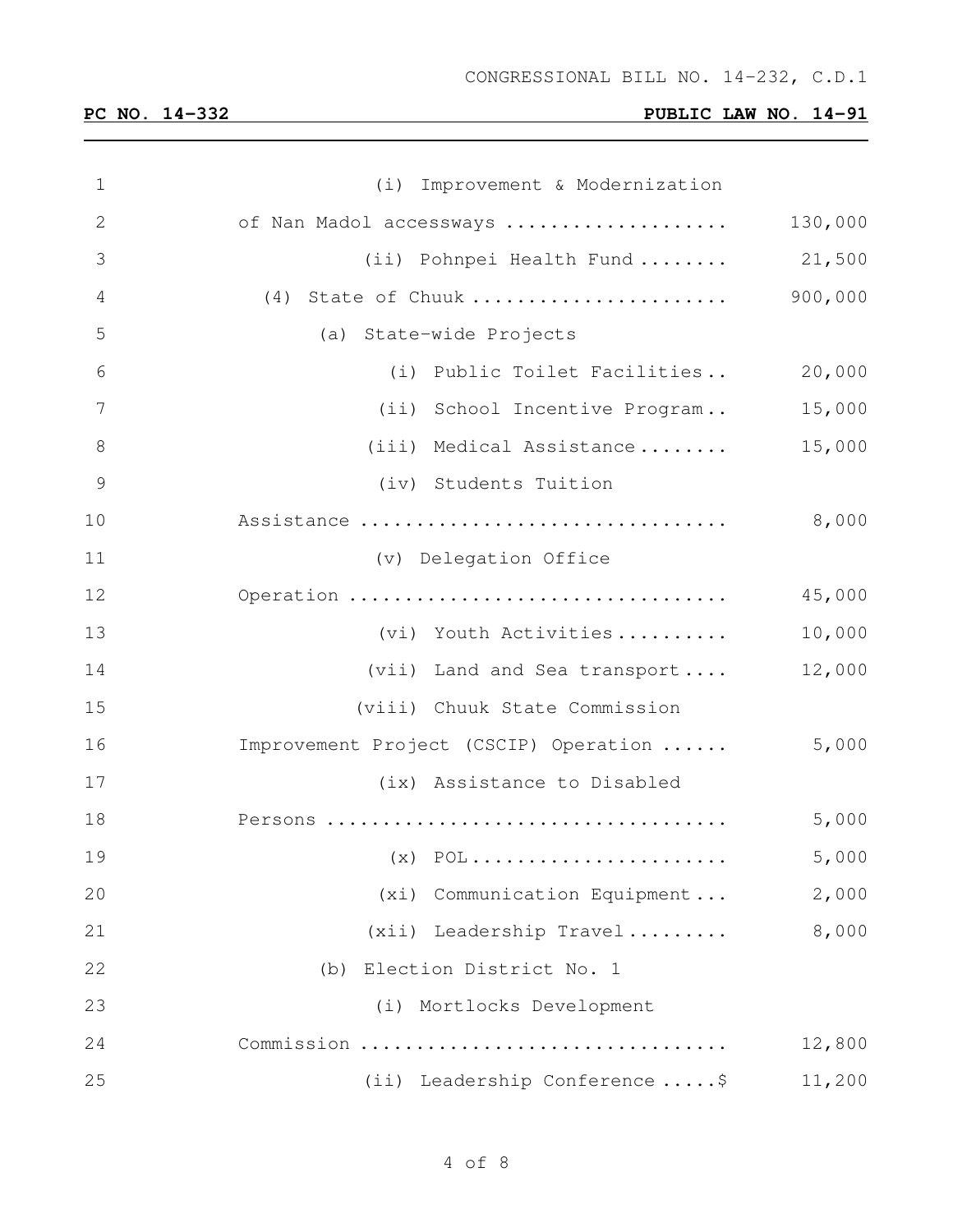| | |
|---|---|
| (i) Improvement & Modernization of Nan Madol accessways .................... | 130,000 |
| (ii) Pohnpei Health Fund ........ | 21,500 |
| (4) State of Chuuk ....................... | 900,000 |
| (a) State-wide Projects | |
| (i) Public Toilet Facilities.. | 20,000 |
| (ii) School Incentive Program.. | 15,000 |
| (iii) Medical Assistance........ | 15,000 |
| (iv) Students Tuition Assistance ................................ | 8,000 |
| (v) Delegation Office Operation ................................. | 45,000 |
| (vi) Youth Activities.......... | 10,000 |
| (vii) Land and Sea transport.... | 12,000 |
| (viii) Chuuk State Commission Improvement Project (CSCIP) Operation ...... | 5,000 |
| (ix) Assistance to Disabled Persons .................................. | 5,000 |
| (x) POL....................... | 5,000 |
| (xi) Communication Equipment... | 2,000 |
| (xii) Leadership Travel......... | 8,000 |
| (b) Election District No. 1 | |
| (i) Mortlocks Development Commission ................................ | 12,800 |
| (ii) Leadership Conference .....$ | 11,200 |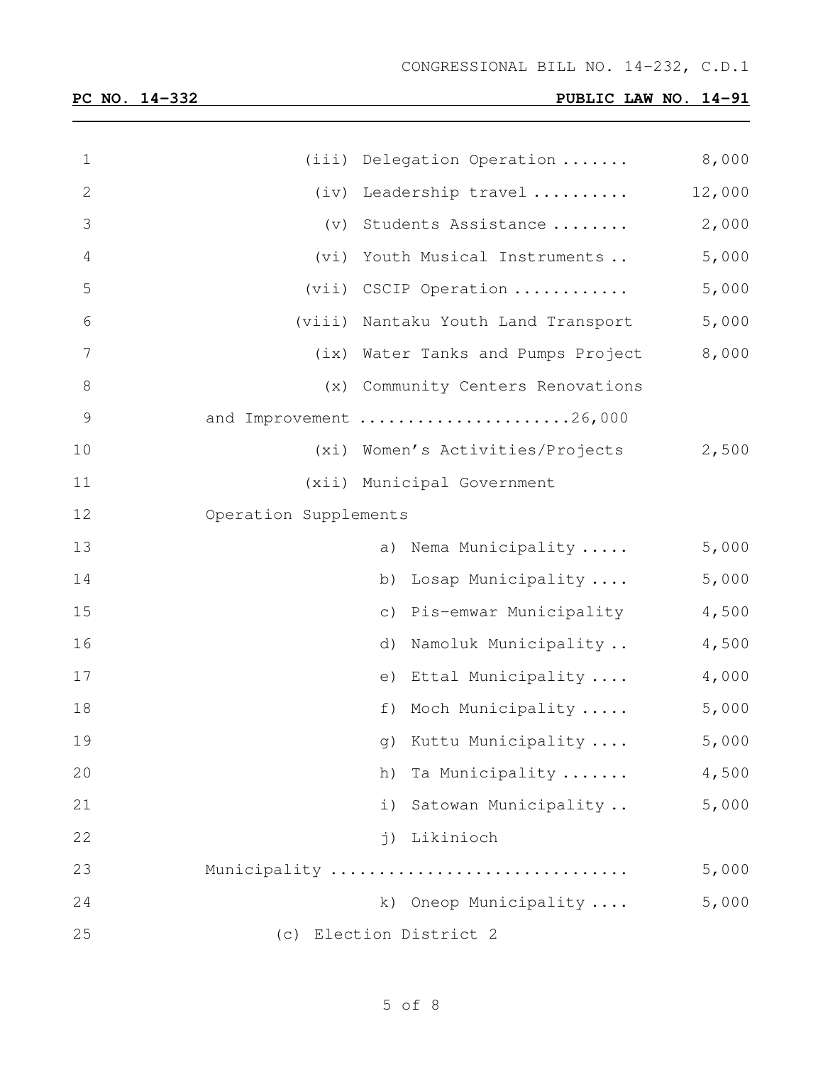(iii) Delegation Operation ....... 8,000

(iv) Leadership travel .......... 12,000

(v) Students Assistance ........ 2,000

(vi) Youth Musical Instruments .. 5,000

(vii) CSCIP Operation ............ 5,000

(viii) Nantaku Youth Land Transport 5,000

(ix) Water Tanks and Pumps Project 8,000

(x) Community Centers Renovations and Improvement ......................26,000

(xi) Women's Activities/Projects 2,500

(xii) Municipal Government Operation Supplements

a) Nema Municipality ..... 5,000

b) Losap Municipality .... 5,000

c) Pis-emwar Municipality 4,500

d) Namoluk Municipality .. 4,500

e) Ettal Municipality .... 4,000

f) Moch Municipality ..... 5,000

g) Kuttu Municipality .... 5,000

h) Ta Municipality ....... 4,500

i) Satowan Municipality .. 5,000

j) Likinioch Municipality .............................. 5,000

k) Oneop Municipality .... 5,000

(c) Election District 2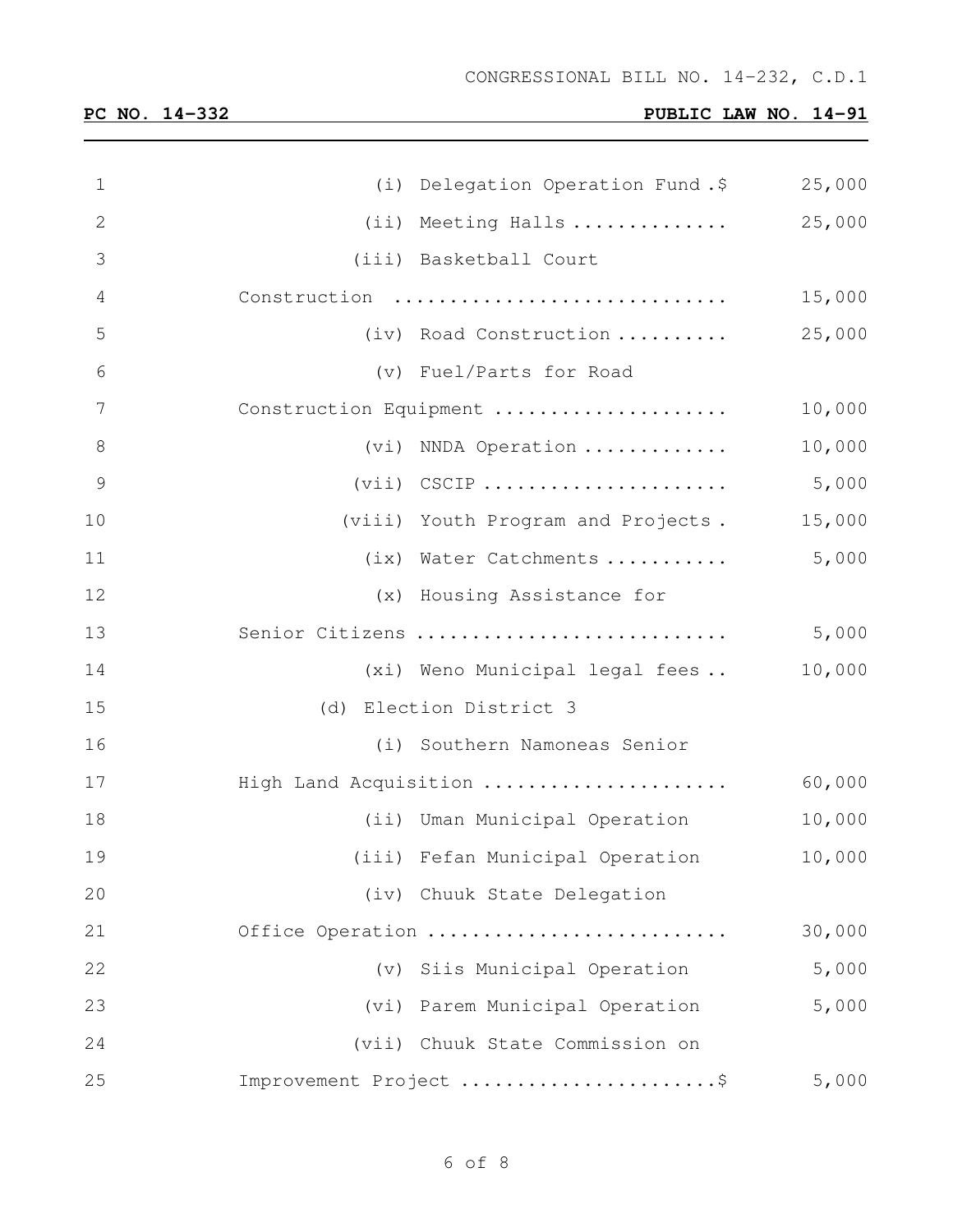(i) Delegation Operation Fund .$ 25,000

(ii) Meeting Halls .............. 25,000

(iii) Basketball Court Construction .............................. 15,000

(iv) Road Construction .......... 25,000

(v) Fuel/Parts for Road Construction Equipment ..................... 10,000

(vi) NNDA Operation ............. 10,000

(vii) CSCIP ...................... 5,000

(viii) Youth Program and Projects . 15,000

(ix) Water Catchments ........... 5,000

(x) Housing Assistance for Senior Citizens ........................... 5,000

(xi) Weno Municipal legal fees .. 10,000

(d) Election District 3

(i) Southern Namoneas Senior High Land Acquisition ...................... 60,000

(ii) Uman Municipal Operation 10,000

(iii) Fefan Municipal Operation 10,000

(iv) Chuuk State Delegation Office Operation .......................... 30,000

(v) Siis Municipal Operation 5,000

(vi) Parem Municipal Operation 5,000

(vii) Chuuk State Commission on Improvement Project .......................$ 5,000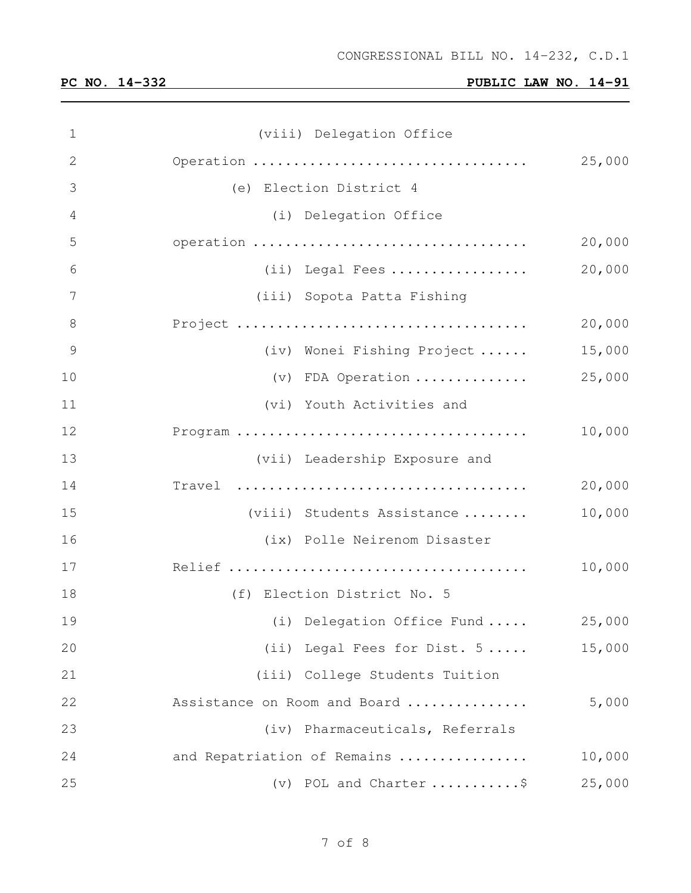(viii) Delegation Office Operation .................................. 25,000

(e) Election District 4

(i) Delegation Office operation .................................. 20,000

(ii) Legal Fees ................. 20,000

(iii) Sopota Patta Fishing Project .................................... 20,000

(iv) Wonei Fishing Project ...... 15,000

(v) FDA Operation .............. 25,000

(vi) Youth Activities and Program .................................... 10,000

(vii) Leadership Exposure and Travel .................................... 20,000

(viii) Students Assistance ........ 10,000

(ix) Polle Neirenom Disaster Relief ..................................... 10,000

(f) Election District No. 5

(i) Delegation Office Fund ..... 25,000

(ii) Legal Fees for Dist. 5 ..... 15,000

(iii) College Students Tuition Assistance on Room and Board ............... 5,000

(iv) Pharmaceuticals, Referrals and Repatriation of Remains ................ 10,000

(v) POL and Charter ...........$ 25,000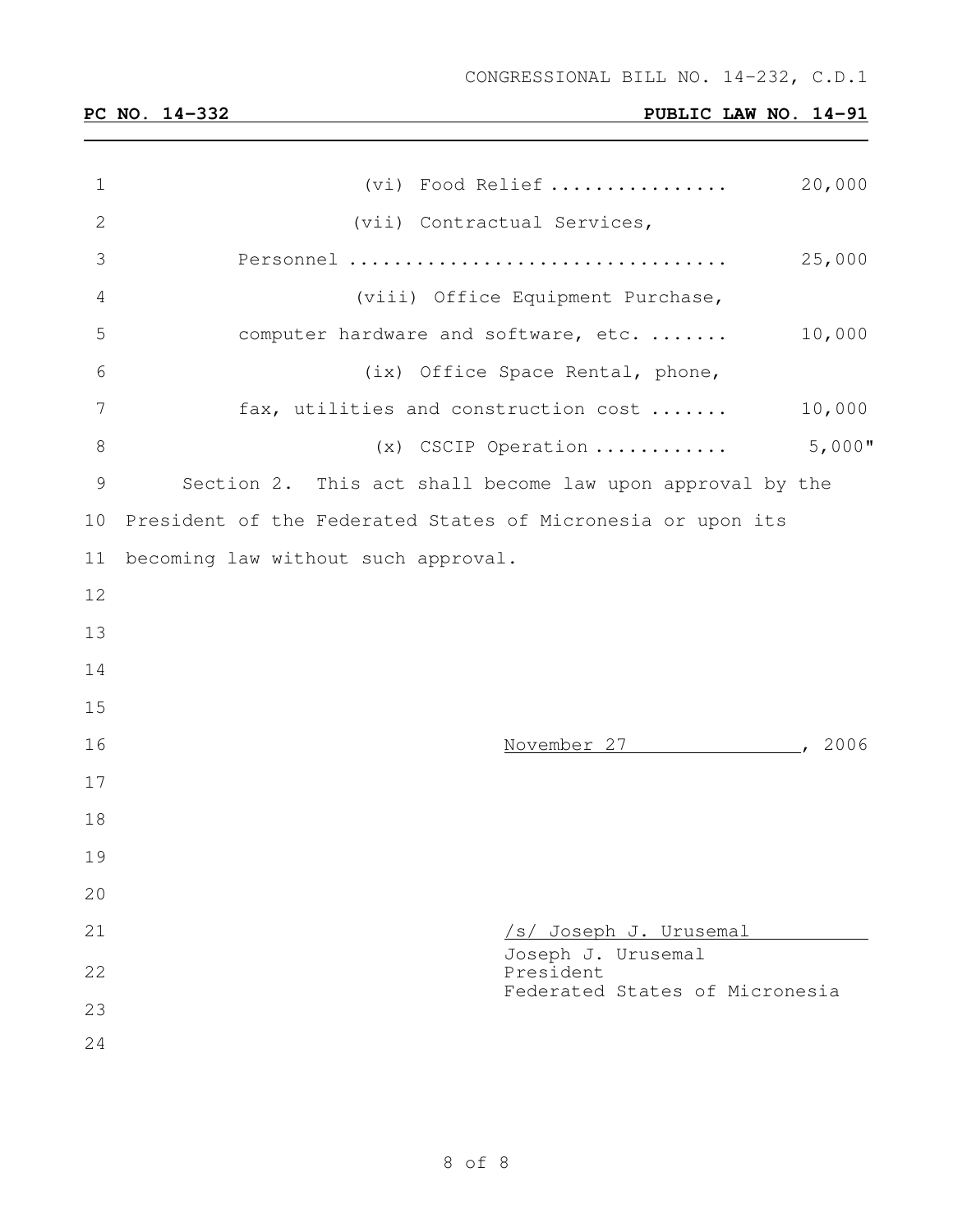CONGRESSIONAL BILL NO. 14-232, C.D.1

**PC NO. 14-332** **PUBLIC LAW NO. 14-91**

(vi) Food Relief ................ 20,000

(vii) Contractual Services, Personnel .................................. 25,000

(viii) Office Equipment Purchase, computer hardware and software, etc. ....... 10,000

(ix) Office Space Rental, phone, fax, utilities and construction cost ....... 10,000

(x) CSCIP Operation ............ 5,000"

Section 2. This act shall become law upon approval by the President of the Federated States of Micronesia or upon its becoming law without such approval.

November 27, 2006

/s/ Joseph J. Urusemal
Joseph J. Urusemal
President
Federated States of Micronesia